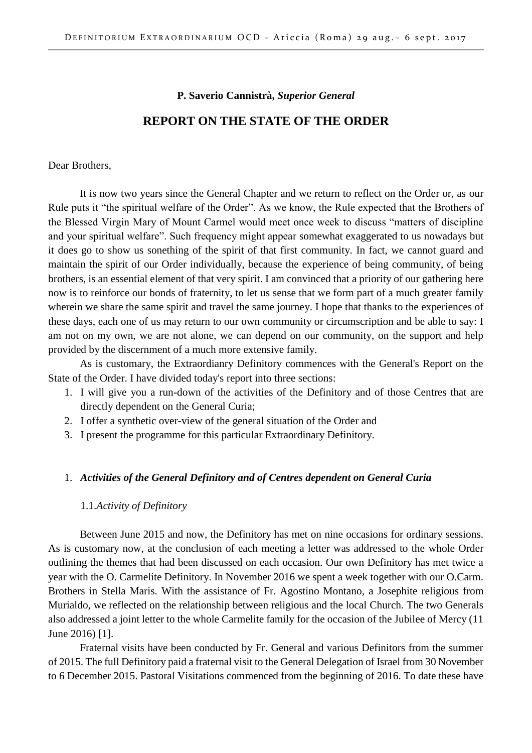**P. Saverio Cannistrà,** ***Superior General***

## REPORT ON THE STATE OF THE ORDER

Dear Brothers,

It is now two years since the General Chapter and we return to reflect on the Order or, as our Rule puts it "the spiritual welfare of the Order". As we know, the Rule expected that the Brothers of the Blessed Virgin Mary of Mount Carmel would meet once week to discuss "matters of discipline and your spiritual welfare". Such frequency might appear somewhat exaggerated to us nowadays but it does go to show us sonething of the spirit of that first community. In fact, we cannot guard and maintain the spirit of our Order individually, because the experience of being community, of being brothers, is an essential element of that very spirit. I am convinced that a priority of our gathering here now is to reinforce our bonds of fraternity, to let us sense that we form part of a much greater family wherein we share the same spirit and travel the same journey. I hope that thanks to the experiences of these days, each one of us may return to our own community or circumscription and be able to say: I am not on my own, we are not alone, we can depend on our community, on the support and help provided by the discernment of a much more extensive family.

As is customary, the Extraordianry Definitory commences with the General's Report on the State of the Order. I have divided today's report into three sections:

1. I will give you a run-down of the activities of the Definitory and of those Centres that are directly dependent on the General Curia;
2. I offer a synthetic over-view of the general situation of the Order and
3. I present the programme for this particular Extraordinary Definitory.

### 1. *Activities of the General Definitory and of Centres dependent on General Curia*

#### 1.1.*Activity of Definitory*

Between June 2015 and now, the Definitory has met on nine occasions for ordinary sessions. As is customary now, at the conclusion of each meeting a letter was addressed to the whole Order outlining the themes that had been discussed on each occasion. Our own Definitory has met twice a year with the O. Carmelite Definitory. In November 2016 we spent a week together with our O.Carm. Brothers in Stella Maris. With the assistance of Fr. Agostino Montano, a Josephite religious from Murialdo, we reflected on the relationship between religious and the local Church. The two Generals also addressed a joint letter to the whole Carmelite family for the occasion of the Jubilee of Mercy (11 June 2016) [1].

Fraternal visits have been conducted by Fr. General and various Definitors from the summer of 2015. The full Definitory paid a fraternal visit to the General Delegation of Israel from 30 November to 6 December 2015. Pastoral Visitations commenced from the beginning of 2016. To date these have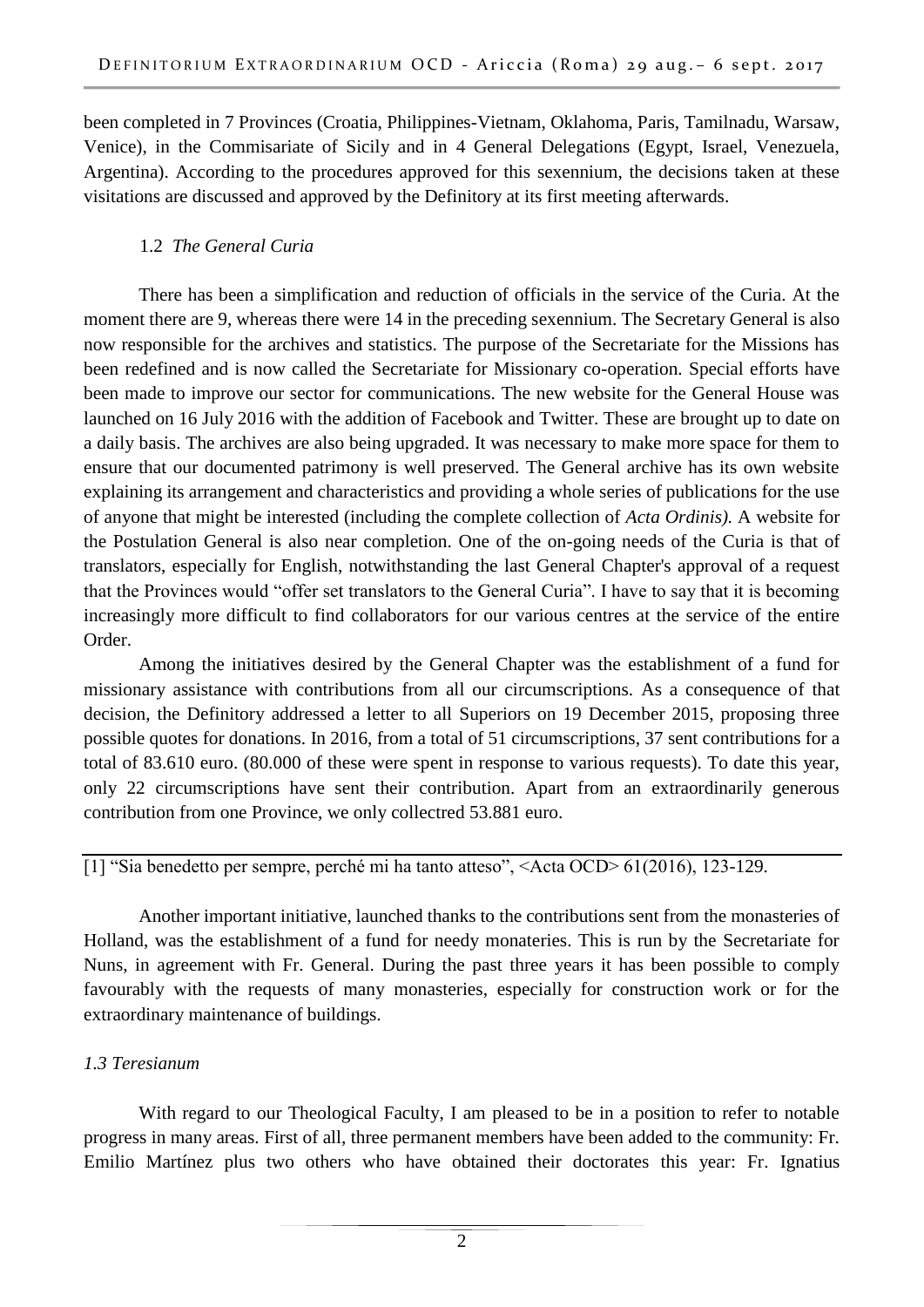been completed in 7 Provinces (Croatia, Philippines-Vietnam, Oklahoma, Paris, Tamilnadu, Warsaw, Venice), in the Commisariate of Sicily and in 4 General Delegations (Egypt, Israel, Venezuela, Argentina). According to the procedures approved for this sexennium, the decisions taken at these visitations are discussed and approved by the Definitory at its first meeting afterwards.

### 1.2 *The General Curia*

There has been a simplification and reduction of officials in the service of the Curia. At the moment there are 9, whereas there were 14 in the preceding sexennium. The Secretary General is also now responsible for the archives and statistics. The purpose of the Secretariate for the Missions has been redefined and is now called the Secretariate for Missionary co-operation. Special efforts have been made to improve our sector for communications. The new website for the General House was launched on 16 July 2016 with the addition of Facebook and Twitter. These are brought up to date on a daily basis. The archives are also being upgraded. It was necessary to make more space for them to ensure that our documented patrimony is well preserved. The General archive has its own website explaining its arrangement and characteristics and providing a whole series of publications for the use of anyone that might be interested (including the complete collection of *Acta Ordinis).* A website for the Postulation General is also near completion. One of the on-going needs of the Curia is that of translators, especially for English, notwithstanding the last General Chapter's approval of a request that the Provinces would "offer set translators to the General Curia". I have to say that it is becoming increasingly more difficult to find collaborators for our various centres at the service of the entire Order.

Among the initiatives desired by the General Chapter was the establishment of a fund for missionary assistance with contributions from all our circumscriptions. As a consequence of that decision, the Definitory addressed a letter to all Superiors on 19 December 2015, proposing three possible quotes for donations. In 2016, from a total of 51 circumscriptions, 37 sent contributions for a total of 83.610 euro. (80.000 of these were spent in response to various requests). To date this year, only 22 circumscriptions have sent their contribution. Apart from an extraordinarily generous contribution from one Province, we only collectred 53.881 euro.

Another important initiative, launched thanks to the contributions sent from the monasteries of Holland, was the establishment of a fund for needy monateries. This is run by the Secretariate for Nuns, in agreement with Fr. General. During the past three years it has been possible to comply favourably with the requests of many monasteries, especially for construction work or for the extraordinary maintenance of buildings.

### *1.3 Teresianum*

With regard to our Theological Faculty, I am pleased to be in a position to refer to notable progress in many areas. First of all, three permanent members have been added to the community: Fr. Emilio Martínez plus two others who have obtained their doctorates this year: Fr. Ignatius

---

[1] "Sia benedetto per sempre, perché mi ha tanto atteso", <Acta OCD> 61(2016), 123-129.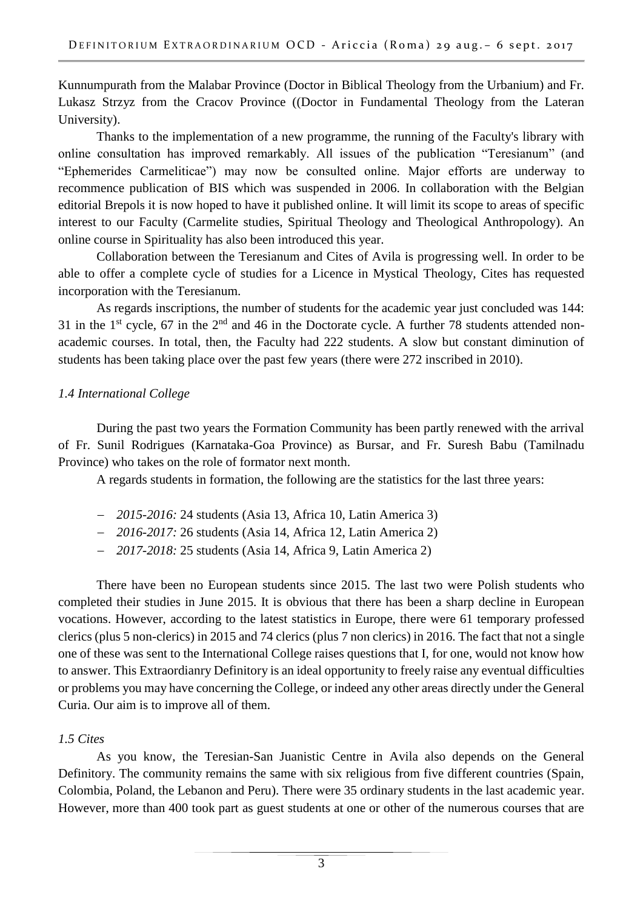Kunnumpurath from the Malabar Province (Doctor in Biblical Theology from the Urbanium) and Fr. Lukasz Strzyz from the Cracov Province ((Doctor in Fundamental Theology from the Lateran University).

Thanks to the implementation of a new programme, the running of the Faculty's library with online consultation has improved remarkably. All issues of the publication "Teresianum" (and "Ephemerides Carmeliticae") may now be consulted online. Major efforts are underway to recommence publication of BIS which was suspended in 2006. In collaboration with the Belgian editorial Brepols it is now hoped to have it published online. It will limit its scope to areas of specific interest to our Faculty (Carmelite studies, Spiritual Theology and Theological Anthropology). An online course in Spirituality has also been introduced this year.

Collaboration between the Teresianum and Cites of Avila is progressing well. In order to be able to offer a complete cycle of studies for a Licence in Mystical Theology, Cites has requested incorporation with the Teresianum.

As regards inscriptions, the number of students for the academic year just concluded was 144: 31 in the 1st cycle, 67 in the 2nd and 46 in the Doctorate cycle. A further 78 students attended non-academic courses. In total, then, the Faculty had 222 students. A slow but constant diminution of students has been taking place over the past few years (there were 272 inscribed in 2010).

*1.4 International College*

During the past two years the Formation Community has been partly renewed with the arrival of Fr. Sunil Rodrigues (Karnataka-Goa Province) as Bursar, and Fr. Suresh Babu (Tamilnadu Province) who takes on the role of formator next month.

A regards students in formation, the following are the statistics for the last three years:

- *2015-2016:* 24 students (Asia 13, Africa 10, Latin America 3)
- *2016-2017:* 26 students (Asia 14, Africa 12, Latin America 2)
- *2017-2018:* 25 students (Asia 14, Africa 9, Latin America 2)

There have been no European students since 2015. The last two were Polish students who completed their studies in June 2015. It is obvious that there has been a sharp decline in European vocations. However, according to the latest statistics in Europe, there were 61 temporary professed clerics (plus 5 non-clerics) in 2015 and 74 clerics (plus 7 non clerics) in 2016. The fact that not a single one of these was sent to the International College raises questions that I, for one, would not know how to answer. This Extraordianry Definitory is an ideal opportunity to freely raise any eventual difficulties or problems you may have concerning the College, or indeed any other areas directly under the General Curia. Our aim is to improve all of them.

*1.5 Cites*

As you know, the Teresian-San Juanistic Centre in Avila also depends on the General Definitory. The community remains the same with six religious from five different countries (Spain, Colombia, Poland, the Lebanon and Peru). There were 35 ordinary students in the last academic year. However, more than 400 took part as guest students at one or other of the numerous courses that are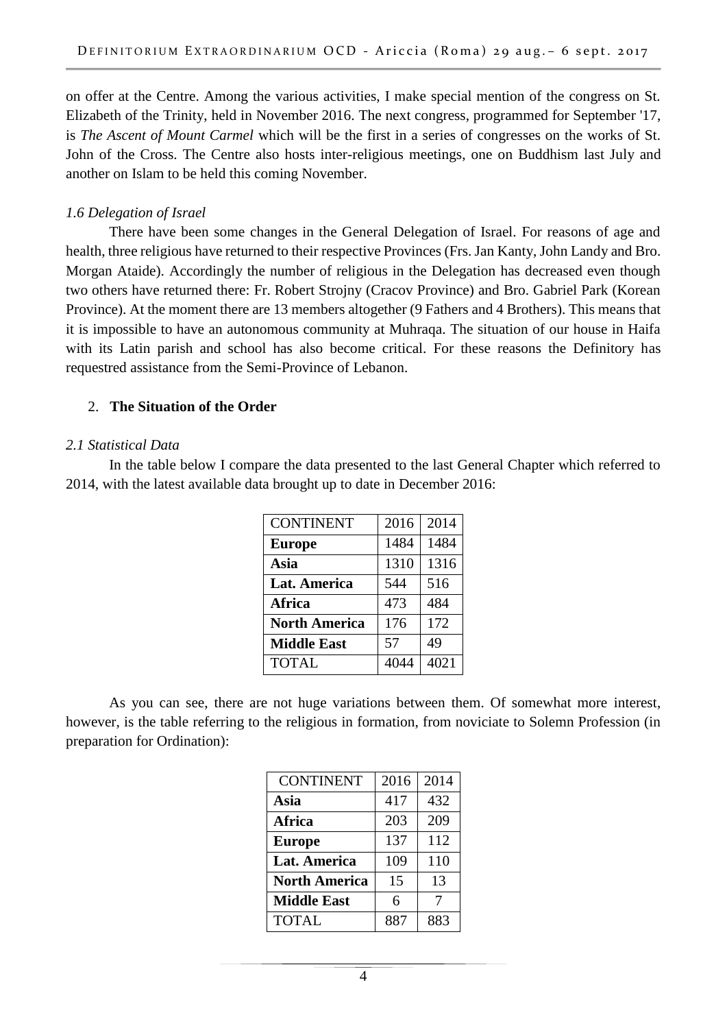on offer at the Centre. Among the various activities, I make special mention of the congress on St. Elizabeth of the Trinity, held in November 2016. The next congress, programmed for September '17, is *The Ascent of Mount Carmel* which will be the first in a series of congresses on the works of St. John of the Cross. The Centre also hosts inter-religious meetings, one on Buddhism last July and another on Islam to be held this coming November.

### *1.6 Delegation of Israel*

There have been some changes in the General Delegation of Israel. For reasons of age and health, three religious have returned to their respective Provinces (Frs. Jan Kanty, John Landy and Bro. Morgan Ataide). Accordingly the number of religious in the Delegation has decreased even though two others have returned there: Fr. Robert Strojny (Cracov Province) and Bro. Gabriel Park (Korean Province). At the moment there are 13 members altogether (9 Fathers and 4 Brothers). This means that it is impossible to have an autonomous community at Muhraqa. The situation of our house in Haifa with its Latin parish and school has also become critical. For these reasons the Definitory has requestred assistance from the Semi-Province of Lebanon.

## 2. **The Situation of the Order**

### *2.1 Statistical Data*

In the table below I compare the data presented to the last General Chapter which referred to 2014, with the latest available data brought up to date in December 2016:

| CONTINENT | 2016 | 2014 |
|---|---|---|
| **Europe** | 1484 | 1484 |
| **Asia** | 1310 | 1316 |
| **Lat. America** | 544 | 516 |
| **Africa** | 473 | 484 |
| **North America** | 176 | 172 |
| **Middle East** | 57 | 49 |
| TOTAL | 4044 | 4021 |

As you can see, there are not huge variations between them. Of somewhat more interest, however, is the table referring to the religious in formation, from noviciate to Solemn Profession (in preparation for Ordination):

| CONTINENT | 2016 | 2014 |
|---|---|---|
| **Asia** | 417 | 432 |
| **Africa** | 203 | 209 |
| **Europe** | 137 | 112 |
| **Lat. America** | 109 | 110 |
| **North America** | 15 | 13 |
| **Middle East** | 6 | 7 |
| TOTAL | 887 | 883 |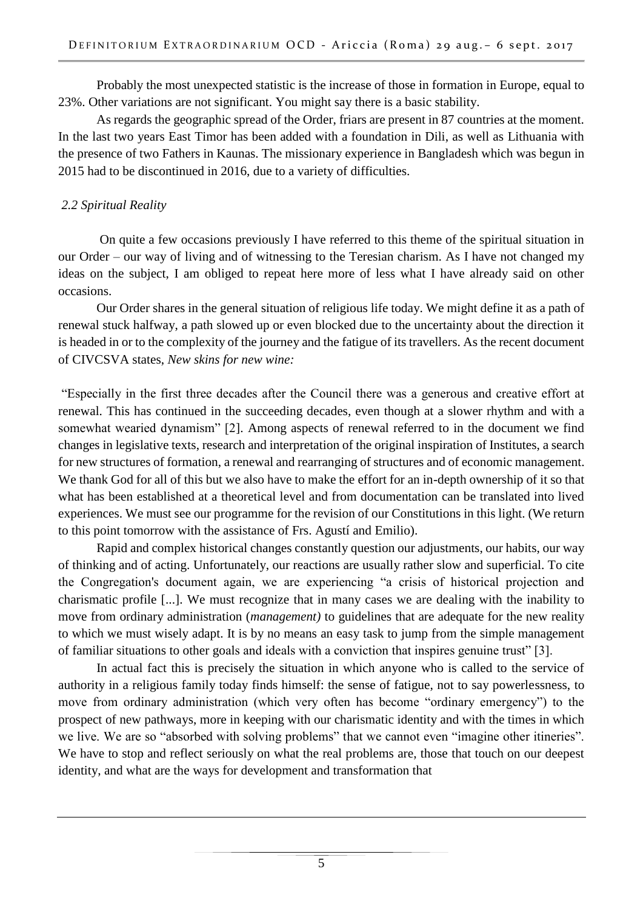Probably the most unexpected statistic is the increase of those in formation in Europe, equal to 23%. Other variations are not significant. You might say there is a basic stability.

As regards the geographic spread of the Order, friars are present in 87 countries at the moment. In the last two years East Timor has been added with a foundation in Dili, as well as Lithuania with the presence of two Fathers in Kaunas. The missionary experience in Bangladesh which was begun in 2015 had to be discontinued in 2016, due to a variety of difficulties.

### *2.2 Spiritual Reality*

On quite a few occasions previously I have referred to this theme of the spiritual situation in our Order – our way of living and of witnessing to the Teresian charism. As I have not changed my ideas on the subject, I am obliged to repeat here more of less what I have already said on other occasions.

Our Order shares in the general situation of religious life today. We might define it as a path of renewal stuck halfway, a path slowed up or even blocked due to the uncertainty about the direction it is headed in or to the complexity of the journey and the fatigue of its travellers. As the recent document of CIVCSVA states, *New skins for new wine:*

"Especially in the first three decades after the Council there was a generous and creative effort at renewal. This has continued in the succeeding decades, even though at a slower rhythm and with a somewhat wearied dynamism" [2]. Among aspects of renewal referred to in the document we find changes in legislative texts, research and interpretation of the original inspiration of Institutes, a search for new structures of formation, a renewal and rearranging of structures and of economic management. We thank God for all of this but we also have to make the effort for an in-depth ownership of it so that what has been established at a theoretical level and from documentation can be translated into lived experiences. We must see our programme for the revision of our Constitutions in this light. (We return to this point tomorrow with the assistance of Frs. Agustí and Emilio).

Rapid and complex historical changes constantly question our adjustments, our habits, our way of thinking and of acting. Unfortunately, our reactions are usually rather slow and superficial. To cite the Congregation's document again, we are experiencing "a crisis of historical projection and charismatic profile [...]. We must recognize that in many cases we are dealing with the inability to move from ordinary administration (*management)* to guidelines that are adequate for the new reality to which we must wisely adapt. It is by no means an easy task to jump from the simple management of familiar situations to other goals and ideals with a conviction that inspires genuine trust" [3].

In actual fact this is precisely the situation in which anyone who is called to the service of authority in a religious family today finds himself: the sense of fatigue, not to say powerlessness, to move from ordinary administration (which very often has become "ordinary emergency") to the prospect of new pathways, more in keeping with our charismatic identity and with the times in which we live. We are so "absorbed with solving problems" that we cannot even "imagine other itineries". We have to stop and reflect seriously on what the real problems are, those that touch on our deepest identity, and what are the ways for development and transformation that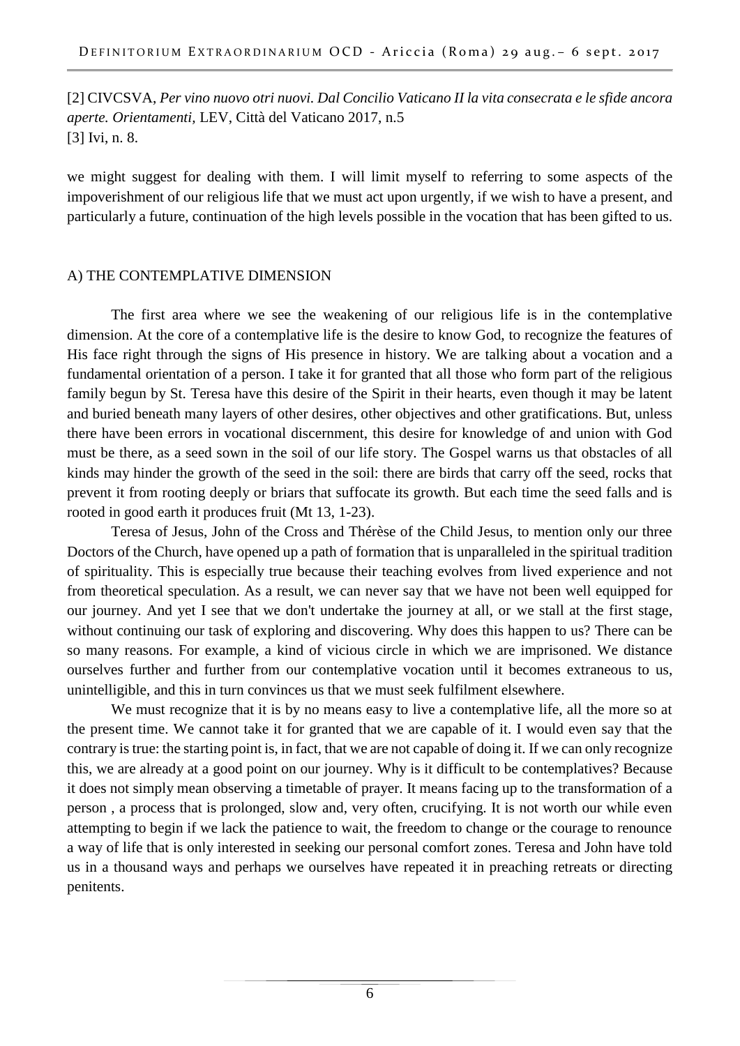[2] CIVCSVA, *Per vino nuovo otri nuovi. Dal Concilio Vaticano II la vita consecrata e le sfide ancora aperte. Orientamenti,* LEV, Città del Vaticano 2017, n.5
[3] Ivi, n. 8.

we might suggest for dealing with them. I will limit myself to referring to some aspects of the impoverishment of our religious life that we must act upon urgently, if we wish to have a present, and particularly a future, continuation of the high levels possible in the vocation that has been gifted to us.

## A) THE CONTEMPLATIVE DIMENSION

The first area where we see the weakening of our religious life is in the contemplative dimension. At the core of a contemplative life is the desire to know God, to recognize the features of His face right through the signs of His presence in history. We are talking about a vocation and a fundamental orientation of a person. I take it for granted that all those who form part of the religious family begun by St. Teresa have this desire of the Spirit in their hearts, even though it may be latent and buried beneath many layers of other desires, other objectives and other gratifications. But, unless there have been errors in vocational discernment, this desire for knowledge of and union with God must be there, as a seed sown in the soil of our life story. The Gospel warns us that obstacles of all kinds may hinder the growth of the seed in the soil: there are birds that carry off the seed, rocks that prevent it from rooting deeply or briars that suffocate its growth. But each time the seed falls and is rooted in good earth it produces fruit (Mt 13, 1-23).

Teresa of Jesus, John of the Cross and Thérèse of the Child Jesus, to mention only our three Doctors of the Church, have opened up a path of formation that is unparalleled in the spiritual tradition of spirituality. This is especially true because their teaching evolves from lived experience and not from theoretical speculation. As a result, we can never say that we have not been well equipped for our journey. And yet I see that we don't undertake the journey at all, or we stall at the first stage, without continuing our task of exploring and discovering. Why does this happen to us? There can be so many reasons. For example, a kind of vicious circle in which we are imprisoned. We distance ourselves further and further from our contemplative vocation until it becomes extraneous to us, unintelligible, and this in turn convinces us that we must seek fulfilment elsewhere.

We must recognize that it is by no means easy to live a contemplative life, all the more so at the present time. We cannot take it for granted that we are capable of it. I would even say that the contrary is true: the starting point is, in fact, that we are not capable of doing it. If we can only recognize this, we are already at a good point on our journey. Why is it difficult to be contemplatives? Because it does not simply mean observing a timetable of prayer. It means facing up to the transformation of a person , a process that is prolonged, slow and, very often, crucifying. It is not worth our while even attempting to begin if we lack the patience to wait, the freedom to change or the courage to renounce a way of life that is only interested in seeking our personal comfort zones. Teresa and John have told us in a thousand ways and perhaps we ourselves have repeated it in preaching retreats or directing penitents.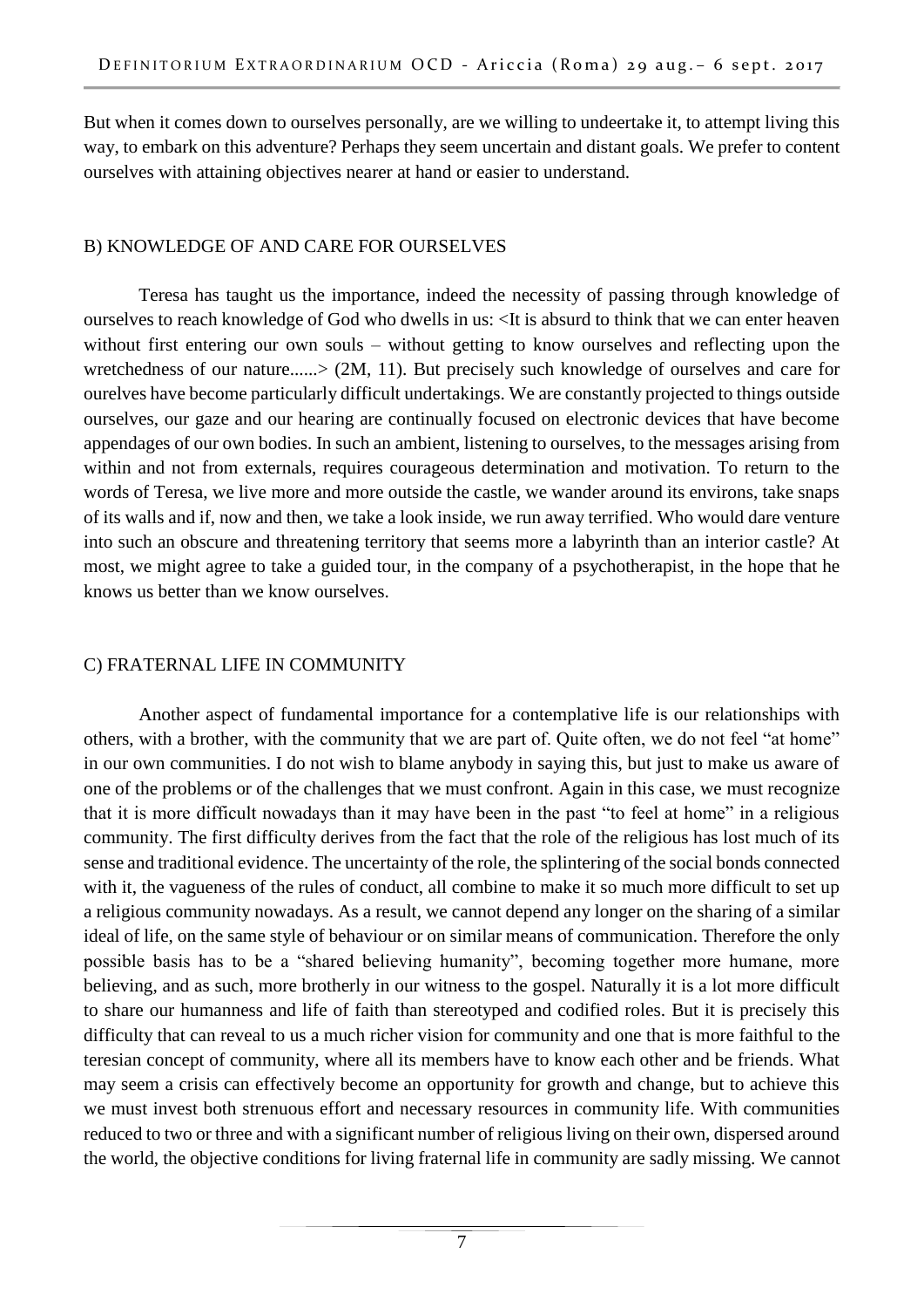But when it comes down to ourselves personally, are we willing to undeertake it, to attempt living this way, to embark on this adventure? Perhaps they seem uncertain and distant goals. We prefer to content ourselves with attaining objectives nearer at hand or easier to understand.

### B) KNOWLEDGE OF AND CARE FOR OURSELVES

Teresa has taught us the importance, indeed the necessity of passing through knowledge of ourselves to reach knowledge of God who dwells in us: <It is absurd to think that we can enter heaven without first entering our own souls – without getting to know ourselves and reflecting upon the wretchedness of our nature......> (2M, 11). But precisely such knowledge of ourselves and care for ourelves have become particularly difficult undertakings. We are constantly projected to things outside ourselves, our gaze and our hearing are continually focused on electronic devices that have become appendages of our own bodies. In such an ambient, listening to ourselves, to the messages arising from within and not from externals, requires courageous determination and motivation. To return to the words of Teresa, we live more and more outside the castle, we wander around its environs, take snaps of its walls and if, now and then, we take a look inside, we run away terrified. Who would dare venture into such an obscure and threatening territory that seems more a labyrinth than an interior castle? At most, we might agree to take a guided tour, in the company of a psychotherapist, in the hope that he knows us better than we know ourselves.

### C) FRATERNAL LIFE IN COMMUNITY

Another aspect of fundamental importance for a contemplative life is our relationships with others, with a brother, with the community that we are part of. Quite often, we do not feel "at home" in our own communities. I do not wish to blame anybody in saying this, but just to make us aware of one of the problems or of the challenges that we must confront. Again in this case, we must recognize that it is more difficult nowadays than it may have been in the past "to feel at home" in a religious community. The first difficulty derives from the fact that the role of the religious has lost much of its sense and traditional evidence. The uncertainty of the role, the splintering of the social bonds connected with it, the vagueness of the rules of conduct, all combine to make it so much more difficult to set up a religious community nowadays. As a result, we cannot depend any longer on the sharing of a similar ideal of life, on the same style of behaviour or on similar means of communication. Therefore the only possible basis has to be a "shared believing humanity", becoming together more humane, more believing, and as such, more brotherly in our witness to the gospel. Naturally it is a lot more difficult to share our humanness and life of faith than stereotyped and codified roles. But it is precisely this difficulty that can reveal to us a much richer vision for community and one that is more faithful to the teresian concept of community, where all its members have to know each other and be friends. What may seem a crisis can effectively become an opportunity for growth and change, but to achieve this we must invest both strenuous effort and necessary resources in community life. With communities reduced to two or three and with a significant number of religious living on their own, dispersed around the world, the objective conditions for living fraternal life in community are sadly missing. We cannot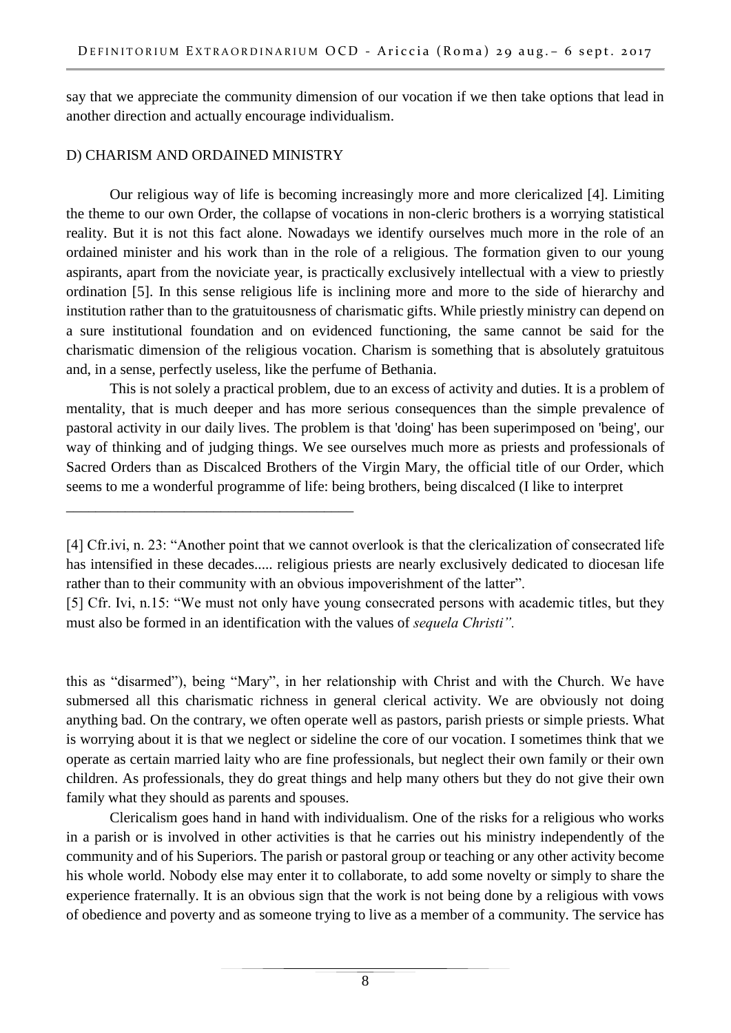say that we appreciate the community dimension of our vocation if we then take options that lead in another direction and actually encourage individualism.

## D) CHARISM AND ORDAINED MINISTRY

Our religious way of life is becoming increasingly more and more clericalized [4]. Limiting the theme to our own Order, the collapse of vocations in non-cleric brothers is a worrying statistical reality. But it is not this fact alone. Nowadays we identify ourselves much more in the role of an ordained minister and his work than in the role of a religious. The formation given to our young aspirants, apart from the noviciate year, is practically exclusively intellectual with a view to priestly ordination [5]. In this sense religious life is inclining more and more to the side of hierarchy and institution rather than to the gratuitousness of charismatic gifts. While priestly ministry can depend on a sure institutional foundation and on evidenced functioning, the same cannot be said for the charismatic dimension of the religious vocation. Charism is something that is absolutely gratuitous and, in a sense, perfectly useless, like the perfume of Bethania.

This is not solely a practical problem, due to an excess of activity and duties. It is a problem of mentality, that is much deeper and has more serious consequences than the simple prevalence of pastoral activity in our daily lives. The problem is that 'doing' has been superimposed on 'being', our way of thinking and of judging things. We see ourselves much more as priests and professionals of Sacred Orders than as Discalced Brothers of the Virgin Mary, the official title of our Order, which seems to me a wonderful programme of life: being brothers, being discalced (I like to interpret this as "disarmed"), being "Mary", in her relationship with Christ and with the Church. We have submersed all this charismatic richness in general clerical activity. We are obviously not doing anything bad. On the contrary, we often operate well as pastors, parish priests or simple priests. What is worrying about it is that we neglect or sideline the core of our vocation. I sometimes think that we operate as certain married laity who are fine professionals, but neglect their own family or their own children. As professionals, they do great things and help many others but they do not give their own family what they should as parents and spouses.

Clericalism goes hand in hand with individualism. One of the risks for a religious who works in a parish or is involved in other activities is that he carries out his ministry independently of the community and of his Superiors. The parish or pastoral group or teaching or any other activity become his whole world. Nobody else may enter it to collaborate, to add some novelty or simply to share the experience fraternally. It is an obvious sign that the work is not being done by a religious with vows of obedience and poverty and as someone trying to live as a member of a community. The service has

---

[4] Cfr.ivi, n. 23: "Another point that we cannot overlook is that the clericalization of consecrated life has intensified in these decades..... religious priests are nearly exclusively dedicated to diocesan life rather than to their community with an obvious impoverishment of the latter".

[5] Cfr. Ivi, n.15: "We must not only have young consecrated persons with academic titles, but they must also be formed in an identification with the values of *sequela Christi".*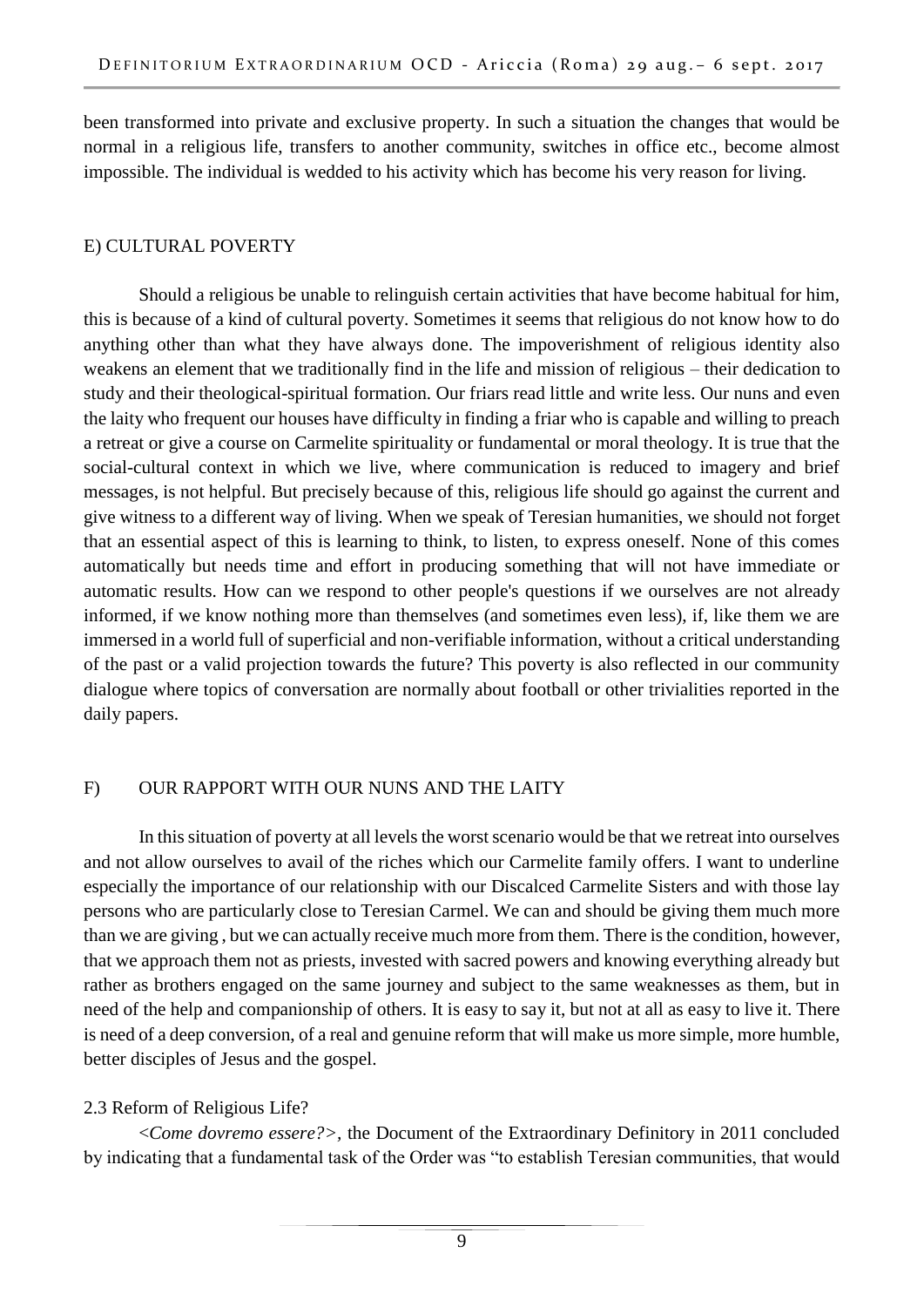been transformed into private and exclusive property. In such a situation the changes that would be normal in a religious life, transfers to another community, switches in office etc., become almost impossible. The individual is wedded to his activity which has become his very reason for living.

### E) CULTURAL POVERTY

Should a religious be unable to relinguish certain activities that have become habitual for him, this is because of a kind of cultural poverty. Sometimes it seems that religious do not know how to do anything other than what they have always done. The impoverishment of religious identity also weakens an element that we traditionally find in the life and mission of religious – their dedication to study and their theological-spiritual formation. Our friars read little and write less. Our nuns and even the laity who frequent our houses have difficulty in finding a friar who is capable and willing to preach a retreat or give a course on Carmelite spirituality or fundamental or moral theology. It is true that the social-cultural context in which we live, where communication is reduced to imagery and brief messages, is not helpful. But precisely because of this, religious life should go against the current and give witness to a different way of living. When we speak of Teresian humanities, we should not forget that an essential aspect of this is learning to think, to listen, to express oneself. None of this comes automatically but needs time and effort in producing something that will not have immediate or automatic results. How can we respond to other people's questions if we ourselves are not already informed, if we know nothing more than themselves (and sometimes even less), if, like them we are immersed in a world full of superficial and non-verifiable information, without a critical understanding of the past or a valid projection towards the future? This poverty is also reflected in our community dialogue where topics of conversation are normally about football or other trivialities reported in the daily papers.

### F) OUR RAPPORT WITH OUR NUNS AND THE LAITY

In this situation of poverty at all levels the worst scenario would be that we retreat into ourselves and not allow ourselves to avail of the riches which our Carmelite family offers. I want to underline especially the importance of our relationship with our Discalced Carmelite Sisters and with those lay persons who are particularly close to Teresian Carmel. We can and should be giving them much more than we are giving , but we can actually receive much more from them. There is the condition, however, that we approach them not as priests, invested with sacred powers and knowing everything already but rather as brothers engaged on the same journey and subject to the same weaknesses as them, but in need of the help and companionship of others. It is easy to say it, but not at all as easy to live it. There is need of a deep conversion, of a real and genuine reform that will make us more simple, more humble, better disciples of Jesus and the gospel.

### 2.3 Reform of Religious Life?

<*Come dovremo essere?*>, the Document of the Extraordinary Definitory in 2011 concluded by indicating that a fundamental task of the Order was "to establish Teresian communities, that would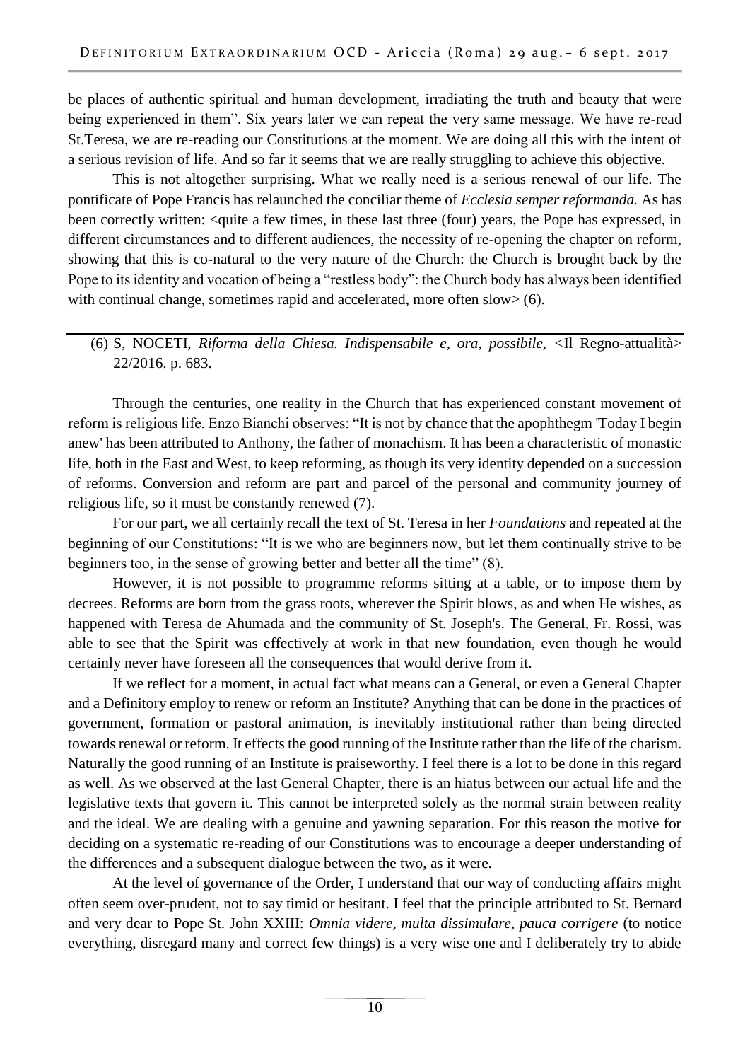be places of authentic spiritual and human development, irradiating the truth and beauty that were being experienced in them". Six years later we can repeat the very same message. We have re-read St.Teresa, we are re-reading our Constitutions at the moment. We are doing all this with the intent of a serious revision of life. And so far it seems that we are really struggling to achieve this objective.

This is not altogether surprising. What we really need is a serious renewal of our life. The pontificate of Pope Francis has relaunched the conciliar theme of *Ecclesia semper reformanda.* As has been correctly written: <quite a few times, in these last three (four) years, the Pope has expressed, in different circumstances and to different audiences, the necessity of re-opening the chapter on reform, showing that this is co-natural to the very nature of the Church: the Church is brought back by the Pope to its identity and vocation of being a "restless body": the Church body has always been identified with continual change, sometimes rapid and accelerated, more often slow> (6).

---

(6) S, NOCETI, *Riforma della Chiesa. Indispensabile e, ora, possibile*, <Il Regno-attualità> 22/2016. p. 683.

Through the centuries, one reality in the Church that has experienced constant movement of reform is religious life. Enzo Bianchi observes: "It is not by chance that the apophthegm 'Today I begin anew' has been attributed to Anthony, the father of monachism. It has been a characteristic of monastic life, both in the East and West, to keep reforming, as though its very identity depended on a succession of reforms. Conversion and reform are part and parcel of the personal and community journey of religious life, so it must be constantly renewed (7).

For our part, we all certainly recall the text of St. Teresa in her *Foundations* and repeated at the beginning of our Constitutions: "It is we who are beginners now, but let them continually strive to be beginners too, in the sense of growing better and better all the time" (8).

However, it is not possible to programme reforms sitting at a table, or to impose them by decrees. Reforms are born from the grass roots, wherever the Spirit blows, as and when He wishes, as happened with Teresa de Ahumada and the community of St. Joseph's. The General, Fr. Rossi, was able to see that the Spirit was effectively at work in that new foundation, even though he would certainly never have foreseen all the consequences that would derive from it.

If we reflect for a moment, in actual fact what means can a General, or even a General Chapter and a Definitory employ to renew or reform an Institute? Anything that can be done in the practices of government, formation or pastoral animation, is inevitably institutional rather than being directed towards renewal or reform. It effects the good running of the Institute rather than the life of the charism. Naturally the good running of an Institute is praiseworthy. I feel there is a lot to be done in this regard as well. As we observed at the last General Chapter, there is an hiatus between our actual life and the legislative texts that govern it. This cannot be interpreted solely as the normal strain between reality and the ideal. We are dealing with a genuine and yawning separation. For this reason the motive for deciding on a systematic re-reading of our Constitutions was to encourage a deeper understanding of the differences and a subsequent dialogue between the two, as it were.

At the level of governance of the Order, I understand that our way of conducting affairs might often seem over-prudent, not to say timid or hesitant. I feel that the principle attributed to St. Bernard and very dear to Pope St. John XXIII: *Omnia videre, multa dissimulare, pauca corrigere* (to notice everything, disregard many and correct few things) is a very wise one and I deliberately try to abide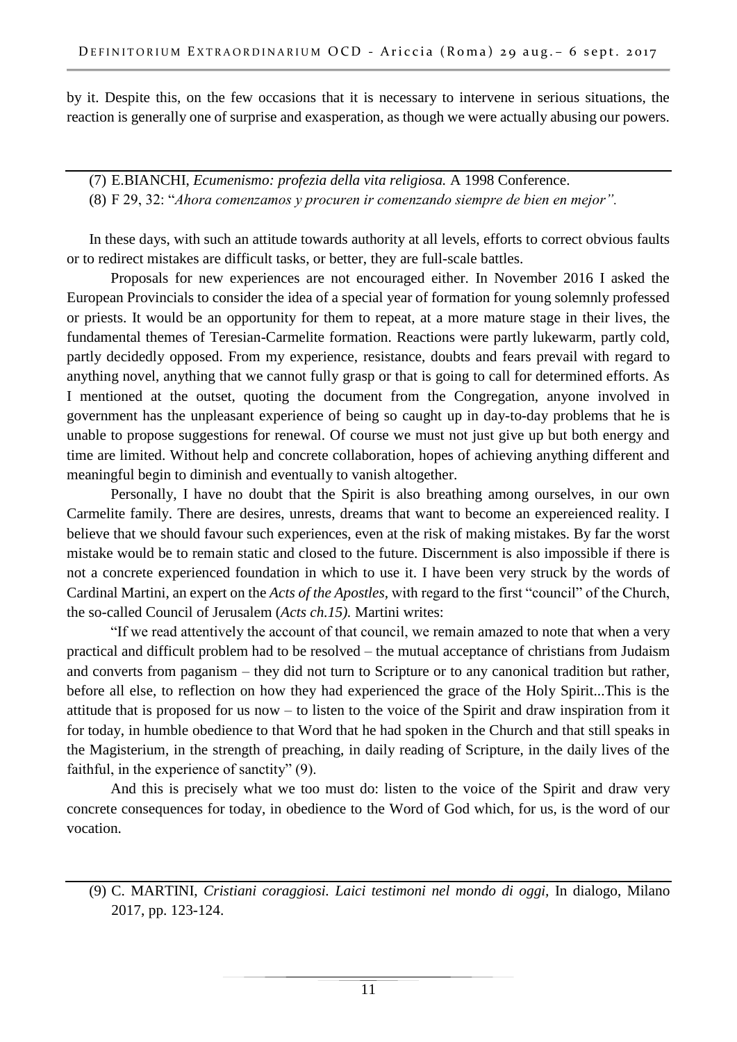by it. Despite this, on the few occasions that it is necessary to intervene in serious situations, the reaction is generally one of surprise and exasperation, as though we were actually abusing our powers.

---

(7) E.BIANCHI, *Ecumenismo: profezia della vita religiosa.* A 1998 Conference.

(8) F 29, 32: "*Ahora comenzamos y procuren ir comenzando siempre de bien en mejor".*

In these days, with such an attitude towards authority at all levels, efforts to correct obvious faults or to redirect mistakes are difficult tasks, or better, they are full-scale battles.

Proposals for new experiences are not encouraged either. In November 2016 I asked the European Provincials to consider the idea of a special year of formation for young solemnly professed or priests. It would be an opportunity for them to repeat, at a more mature stage in their lives, the fundamental themes of Teresian-Carmelite formation. Reactions were partly lukewarm, partly cold, partly decidedly opposed. From my experience, resistance, doubts and fears prevail with regard to anything novel, anything that we cannot fully grasp or that is going to call for determined efforts. As I mentioned at the outset, quoting the document from the Congregation, anyone involved in government has the unpleasant experience of being so caught up in day-to-day problems that he is unable to propose suggestions for renewal. Of course we must not just give up but both energy and time are limited. Without help and concrete collaboration, hopes of achieving anything different and meaningful begin to diminish and eventually to vanish altogether.

Personally, I have no doubt that the Spirit is also breathing among ourselves, in our own Carmelite family. There are desires, unrests, dreams that want to become an expereienced reality. I believe that we should favour such experiences, even at the risk of making mistakes. By far the worst mistake would be to remain static and closed to the future. Discernment is also impossible if there is not a concrete experienced foundation in which to use it. I have been very struck by the words of Cardinal Martini, an expert on the *Acts of the Apostles,* with regard to the first "council" of the Church, the so-called Council of Jerusalem (*Acts ch.15).* Martini writes:

"If we read attentively the account of that council, we remain amazed to note that when a very practical and difficult problem had to be resolved – the mutual acceptance of christians from Judaism and converts from paganism – they did not turn to Scripture or to any canonical tradition but rather, before all else, to reflection on how they had experienced the grace of the Holy Spirit...This is the attitude that is proposed for us now – to listen to the voice of the Spirit and draw inspiration from it for today, in humble obedience to that Word that he had spoken in the Church and that still speaks in the Magisterium, in the strength of preaching, in daily reading of Scripture, in the daily lives of the faithful, in the experience of sanctity" (9).

And this is precisely what we too must do: listen to the voice of the Spirit and draw very concrete consequences for today, in obedience to the Word of God which, for us, is the word of our vocation.

---

(9) C. MARTINI, *Cristiani coraggiosi. Laici testimoni nel mondo di oggi,* In dialogo, Milano 2017, pp. 123-124.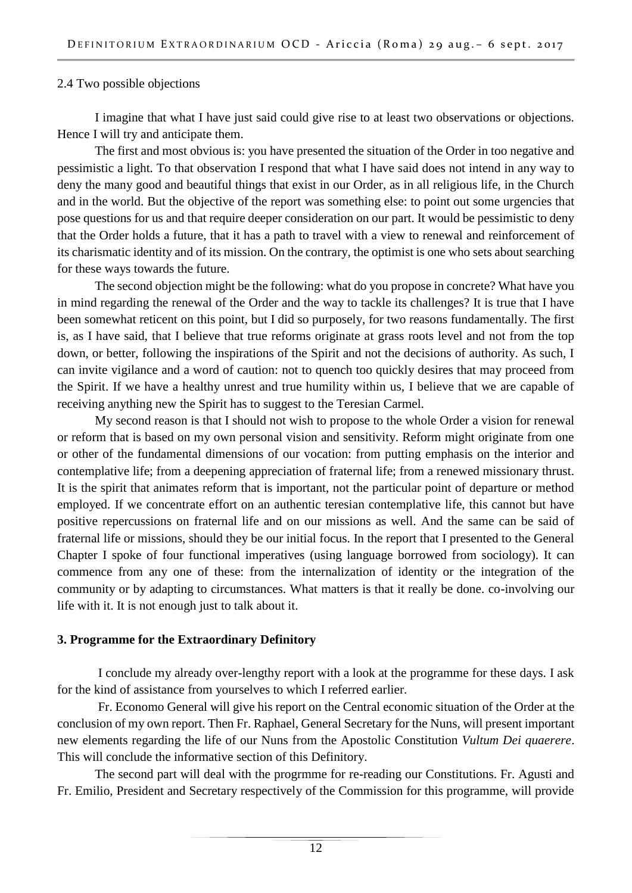2.4 Two possible objections

I imagine that what I have just said could give rise to at least two observations or objections. Hence I will try and anticipate them.

The first and most obvious is: you have presented the situation of the Order in too negative and pessimistic a light. To that observation I respond that what I have said does not intend in any way to deny the many good and beautiful things that exist in our Order, as in all religious life, in the Church and in the world. But the objective of the report was something else: to point out some urgencies that pose questions for us and that require deeper consideration on our part. It would be pessimistic to deny that the Order holds a future, that it has a path to travel with a view to renewal and reinforcement of its charismatic identity and of its mission. On the contrary, the optimist is one who sets about searching for these ways towards the future.

The second objection might be the following: what do you propose in concrete? What have you in mind regarding the renewal of the Order and the way to tackle its challenges? It is true that I have been somewhat reticent on this point, but I did so purposely, for two reasons fundamentally. The first is, as I have said, that I believe that true reforms originate at grass roots level and not from the top down, or better, following the inspirations of the Spirit and not the decisions of authority. As such, I can invite vigilance and a word of caution: not to quench too quickly desires that may proceed from the Spirit. If we have a healthy unrest and true humility within us, I believe that we are capable of receiving anything new the Spirit has to suggest to the Teresian Carmel.

My second reason is that I should not wish to propose to the whole Order a vision for renewal or reform that is based on my own personal vision and sensitivity. Reform might originate from one or other of the fundamental dimensions of our vocation: from putting emphasis on the interior and contemplative life; from a deepening appreciation of fraternal life; from a renewed missionary thrust. It is the spirit that animates reform that is important, not the particular point of departure or method employed. If we concentrate effort on an authentic teresian contemplative life, this cannot but have positive repercussions on fraternal life and on our missions as well. And the same can be said of fraternal life or missions, should they be our initial focus. In the report that I presented to the General Chapter I spoke of four functional imperatives (using language borrowed from sociology). It can commence from any one of these: from the internalization of identity or the integration of the community or by adapting to circumstances. What matters is that it really be done. co-involving our life with it. It is not enough just to talk about it.

## 3. Programme for the Extraordinary Definitory

I conclude my already over-lengthy report with a look at the programme for these days. I ask for the kind of assistance from yourselves to which I referred earlier.

Fr. Economo General will give his report on the Central economic situation of the Order at the conclusion of my own report. Then Fr. Raphael, General Secretary for the Nuns, will present important new elements regarding the life of our Nuns from the Apostolic Constitution *Vultum Dei quaerere*. This will conclude the informative section of this Definitory.

The second part will deal with the progrmme for re-reading our Constitutions. Fr. Agusti and Fr. Emilio, President and Secretary respectively of the Commission for this programme, will provide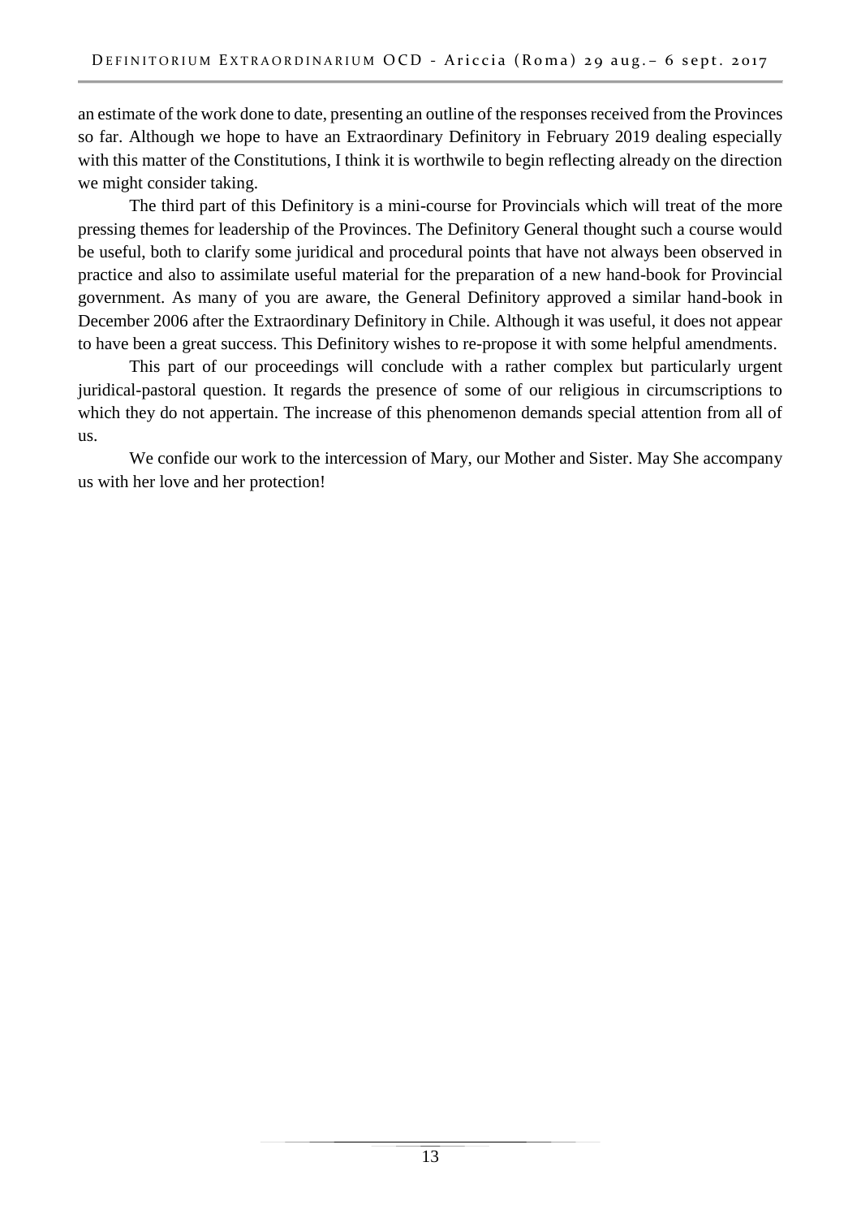an estimate of the work done to date, presenting an outline of the responses received from the Provinces so far. Although we hope to have an Extraordinary Definitory in February 2019 dealing especially with this matter of the Constitutions, I think it is worthwile to begin reflecting already on the direction we might consider taking.

The third part of this Definitory is a mini-course for Provincials which will treat of the more pressing themes for leadership of the Provinces. The Definitory General thought such a course would be useful, both to clarify some juridical and procedural points that have not always been observed in practice and also to assimilate useful material for the preparation of a new hand-book for Provincial government. As many of you are aware, the General Definitory approved a similar hand-book in December 2006 after the Extraordinary Definitory in Chile. Although it was useful, it does not appear to have been a great success. This Definitory wishes to re-propose it with some helpful amendments.

This part of our proceedings will conclude with a rather complex but particularly urgent juridical-pastoral question. It regards the presence of some of our religious in circumscriptions to which they do not appertain. The increase of this phenomenon demands special attention from all of us.

We confide our work to the intercession of Mary, our Mother and Sister. May She accompany us with her love and her protection!